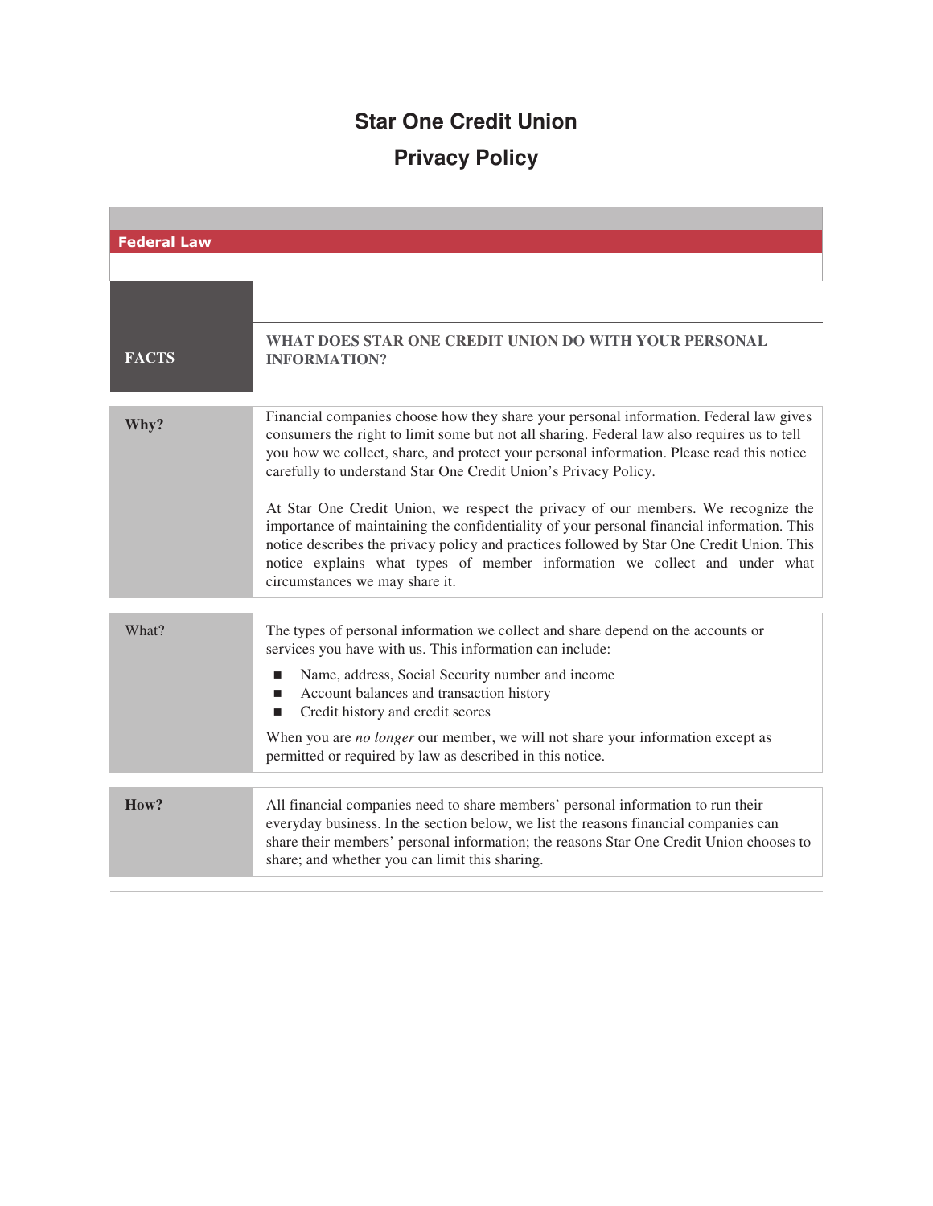# Star One Credit Union

## Privacy Policy

**Federal Law**

| **FACTS** | **WHAT DOES STAR ONE CREDIT UNION DO WITH YOUR PERSONAL INFORMATION?** |
|---|---|

| | |
|---|---|
| **Why?** | Financial companies choose how they share your personal information. Federal law gives consumers the right to limit some but not all sharing. Federal law also requires us to tell you how we collect, share, and protect your personal information. Please read this notice carefully to understand Star One Credit Union's Privacy Policy.<br><br>At Star One Credit Union, we respect the privacy of our members. We recognize the importance of maintaining the confidentiality of your personal financial information. This notice describes the privacy policy and practices followed by Star One Credit Union. This notice explains what types of member information we collect and under what circumstances we may share it. |
| What? | The types of personal information we collect and share depend on the accounts or services you have with us. This information can include:<br>■ Name, address, Social Security number and income<br>■ Account balances and transaction history<br>■ Credit history and credit scores<br><br>When you are *no longer* our member, we will not share your information except as permitted or required by law as described in this notice. |
| **How?** | All financial companies need to share members' personal information to run their everyday business. In the section below, we list the reasons financial companies can share their members' personal information; the reasons Star One Credit Union chooses to share; and whether you can limit this sharing. |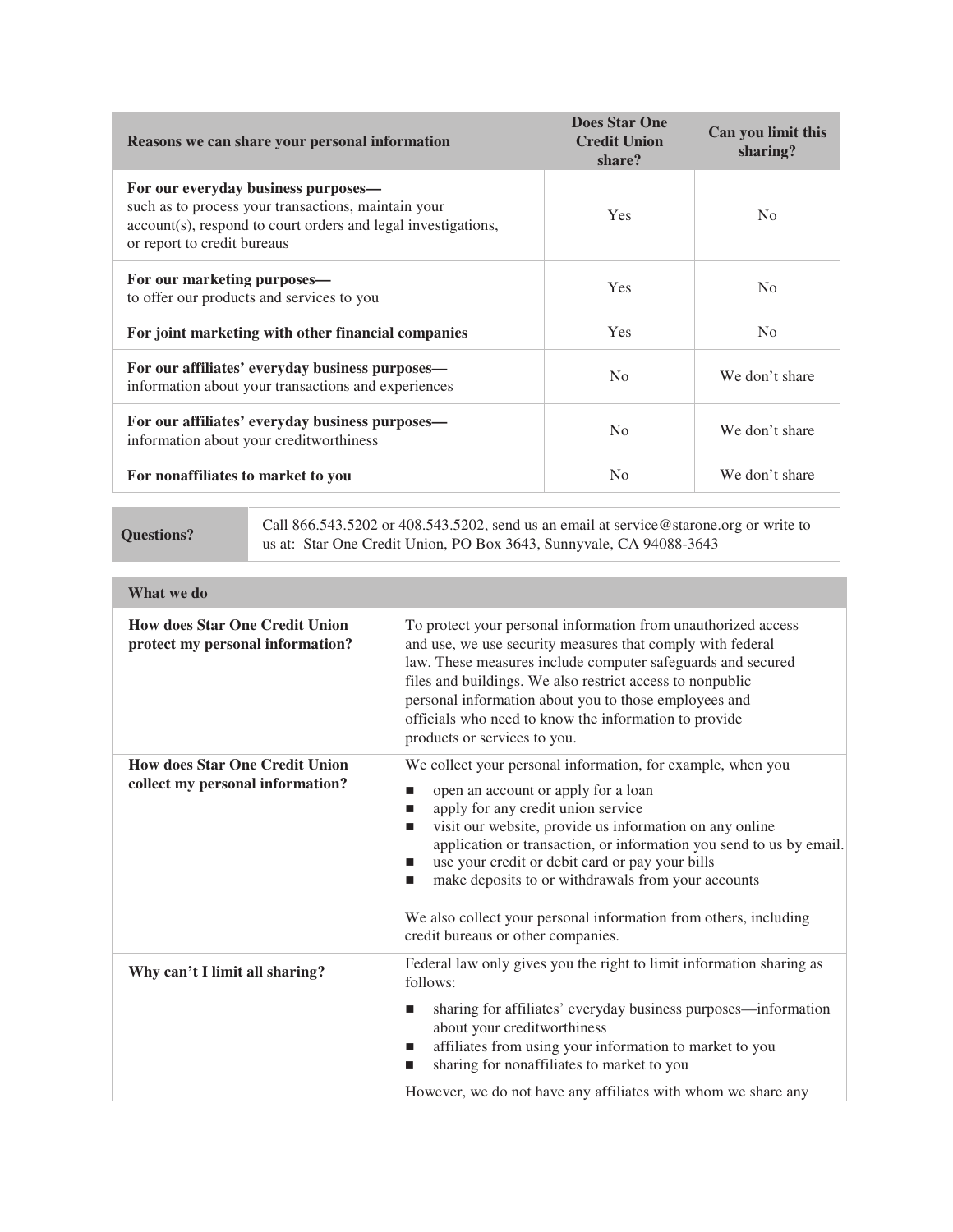| Reasons we can share your personal information | Does Star One Credit Union share? | Can you limit this sharing? |
|---|---|---|
| **For our everyday business purposes—** such as to process your transactions, maintain your account(s), respond to court orders and legal investigations, or report to credit bureaus | Yes | No |
| **For our marketing purposes—** to offer our products and services to you | Yes | No |
| **For joint marketing with other financial companies** | Yes | No |
| **For our affiliates' everyday business purposes—** information about your transactions and experiences | No | We don't share |
| **For our affiliates' everyday business purposes—** information about your creditworthiness | No | We don't share |
| **For nonaffiliates to market to you** | No | We don't share |

| **Questions?** | Call 866.543.5202 or 408.543.5202, send us an email at service@starone.org or write to us at: Star One Credit Union, PO Box 3643, Sunnyvale, CA 94088-3643 |
|---|---|

| What we do | |
|---|---|
| **How does Star One Credit Union protect my personal information?** | To protect your personal information from unauthorized access and use, we use security measures that comply with federal law. These measures include computer safeguards and secured files and buildings. We also restrict access to nonpublic personal information about you to those employees and officials who need to know the information to provide products or services to you. |
| **How does Star One Credit Union collect my personal information?** | We collect your personal information, for example, when you <br>■ open an account or apply for a loan <br>■ apply for any credit union service <br>■ visit our website, provide us information on any online application or transaction, or information you send to us by email. <br>■ use your credit or debit card or pay your bills <br>■ make deposits to or withdrawals from your accounts <br><br>We also collect your personal information from others, including credit bureaus or other companies. |
| **Why can't I limit all sharing?** | Federal law only gives you the right to limit information sharing as follows: <br>■ sharing for affiliates' everyday business purposes—information about your creditworthiness <br>■ affiliates from using your information to market to you <br>■ sharing for nonaffiliates to market to you <br><br>However, we do not have any affiliates with whom we share any |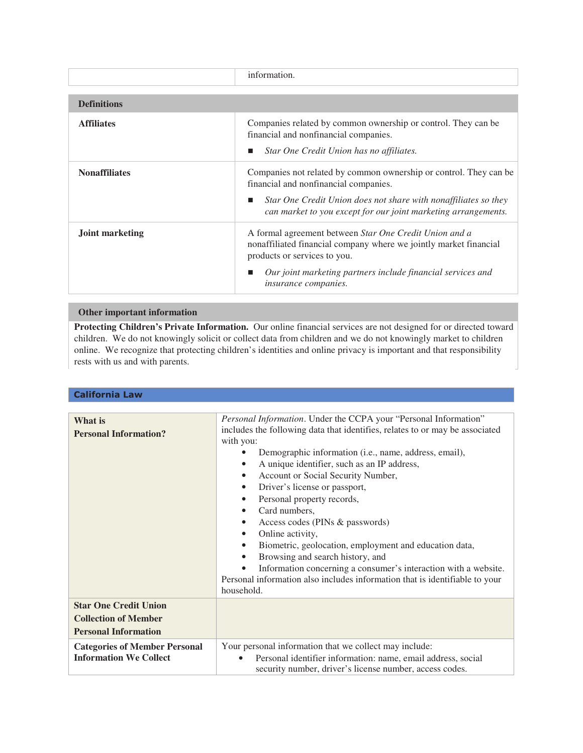| | information. |
|---|---|

| Definitions | |
|---|---|
| **Affiliates** | Companies related by common ownership or control. They can be financial and nonfinancial companies.<br>■ *Star One Credit Union has no affiliates.* |
| **Nonaffiliates** | Companies not related by common ownership or control. They can be financial and nonfinancial companies.<br>■ *Star One Credit Union does not share with nonaffiliates so they can market to you except for our joint marketing arrangements.* |
| **Joint marketing** | A formal agreement between *Star One Credit Union and a* nonaffiliated financial company where we jointly market financial products or services to you.<br>■ *Our joint marketing partners include financial services and insurance companies.* |

| Other important information |
|---|
| **Protecting Children's Private Information.** Our online financial services are not designed for or directed toward children. We do not knowingly solicit or collect data from children and we do not knowingly market to children online. We recognize that protecting children's identities and online privacy is important and that responsibility rests with us and with parents. |

## California Law

| | |
|---|---|
| **What is Personal Information?** | *Personal Information*. Under the CCPA your "Personal Information" includes the following data that identifies, relates to or may be associated with you:<br>• Demographic information (i.e., name, address, email),<br>• A unique identifier, such as an IP address,<br>• Account or Social Security Number,<br>• Driver's license or passport,<br>• Personal property records,<br>• Card numbers,<br>• Access codes (PINs & passwords)<br>• Online activity,<br>• Biometric, geolocation, employment and education data,<br>• Browsing and search history, and<br>• Information concerning a consumer's interaction with a website.<br>Personal information also includes information that is identifiable to your household. |
| **Star One Credit Union Collection of Member Personal Information** | |
| **Categories of Member Personal Information We Collect** | Your personal information that we collect may include:<br>• Personal identifier information: name, email address, social security number, driver's license number, access codes. |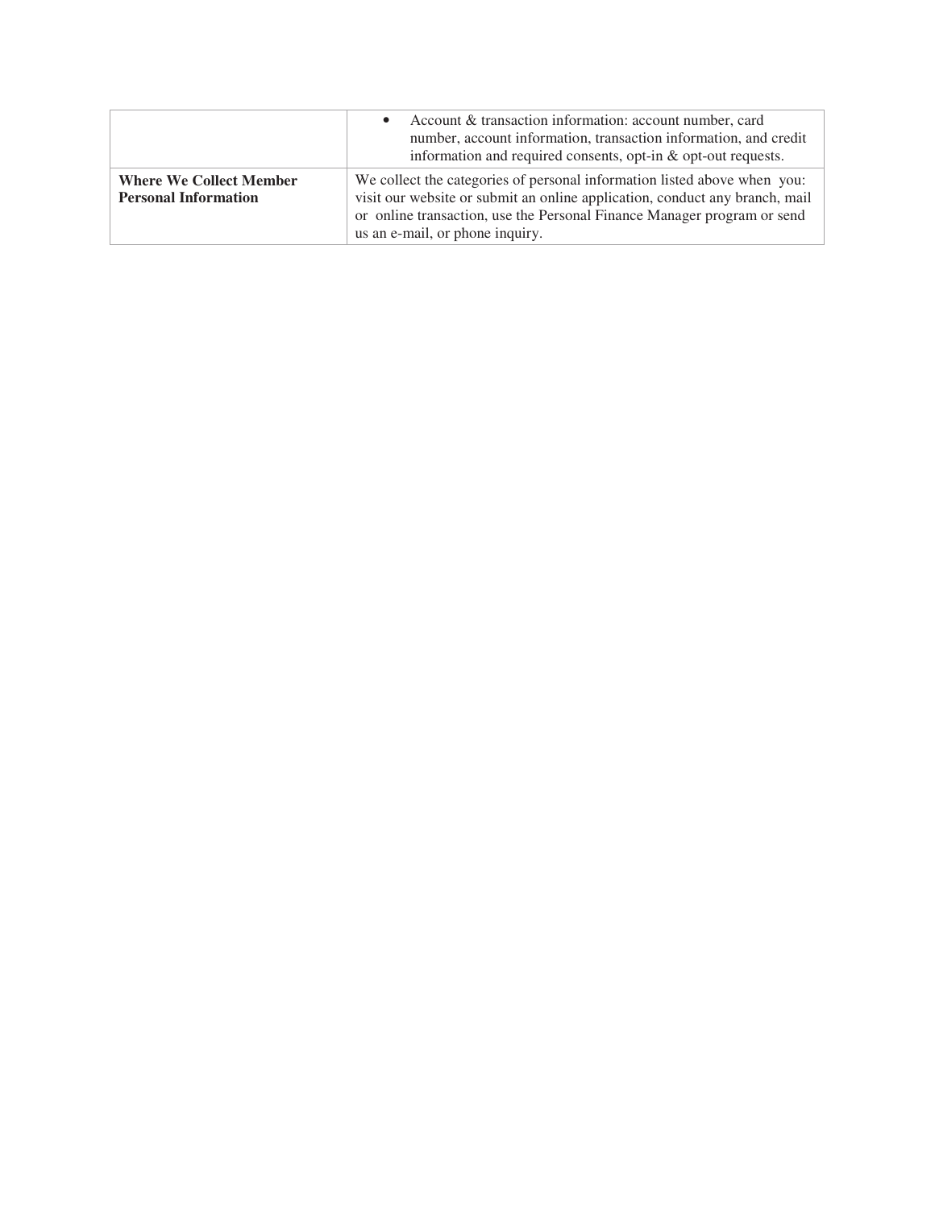| | |
|---|---|
| | • Account & transaction information: account number, card number, account information, transaction information, and credit information and required consents, opt-in & opt-out requests. |
| **Where We Collect Member Personal Information** | We collect the categories of personal information listed above when you: visit our website or submit an online application, conduct any branch, mail or online transaction, use the Personal Finance Manager program or send us an e-mail, or phone inquiry. |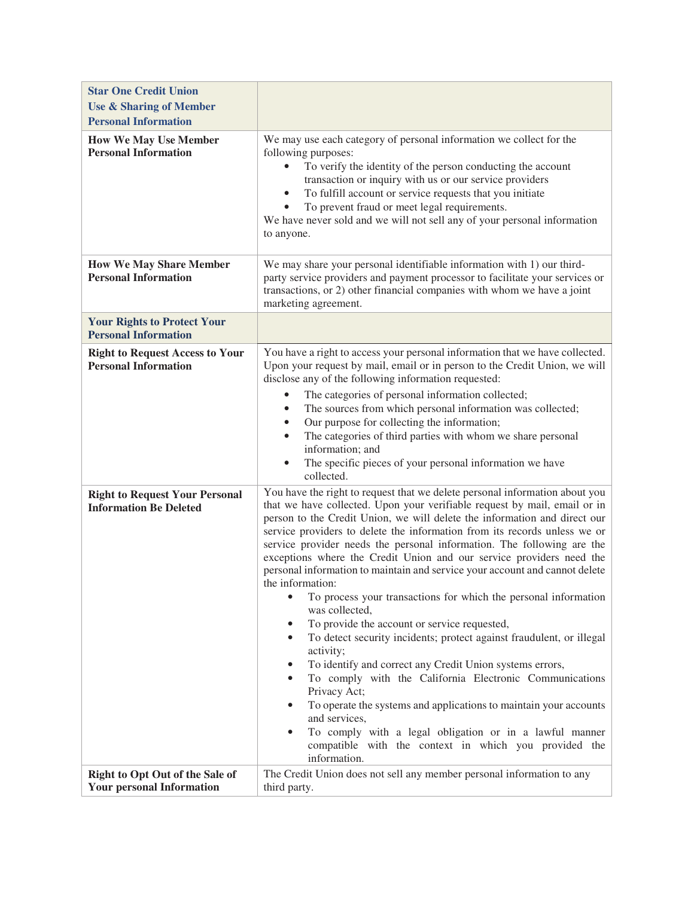| **Star One Credit Union Use & Sharing of Member Personal Information** | |
|---|---|
| **How We May Use Member Personal Information** | We may use each category of personal information we collect for the following purposes:<br>• To verify the identity of the person conducting the account transaction or inquiry with us or our service providers<br>• To fulfill account or service requests that you initiate<br>• To prevent fraud or meet legal requirements.<br>We have never sold and we will not sell any of your personal information to anyone. |
| **How We May Share Member Personal Information** | We may share your personal identifiable information with 1) our third-party service providers and payment processor to facilitate your services or transactions, or 2) other financial companies with whom we have a joint marketing agreement. |
| **Your Rights to Protect Your Personal Information** | |
| **Right to Request Access to Your Personal Information** | You have a right to access your personal information that we have collected. Upon your request by mail, email or in person to the Credit Union, we will disclose any of the following information requested:<br>• The categories of personal information collected;<br>• The sources from which personal information was collected;<br>• Our purpose for collecting the information;<br>• The categories of third parties with whom we share personal information; and<br>• The specific pieces of your personal information we have collected. |
| **Right to Request Your Personal Information Be Deleted** | You have the right to request that we delete personal information about you that we have collected. Upon your verifiable request by mail, email or in person to the Credit Union, we will delete the information and direct our service providers to delete the information from its records unless we or service provider needs the personal information. The following are the exceptions where the Credit Union and our service providers need the personal information to maintain and service your account and cannot delete the information:<br>• To process your transactions for which the personal information was collected,<br>• To provide the account or service requested,<br>• To detect security incidents; protect against fraudulent, or illegal activity;<br>• To identify and correct any Credit Union systems errors,<br>• To comply with the California Electronic Communications Privacy Act;<br>• To operate the systems and applications to maintain your accounts and services,<br>• To comply with a legal obligation or in a lawful manner compatible with the context in which you provided the information. |
| **Right to Opt Out of the Sale of Your personal Information** | The Credit Union does not sell any member personal information to any third party. |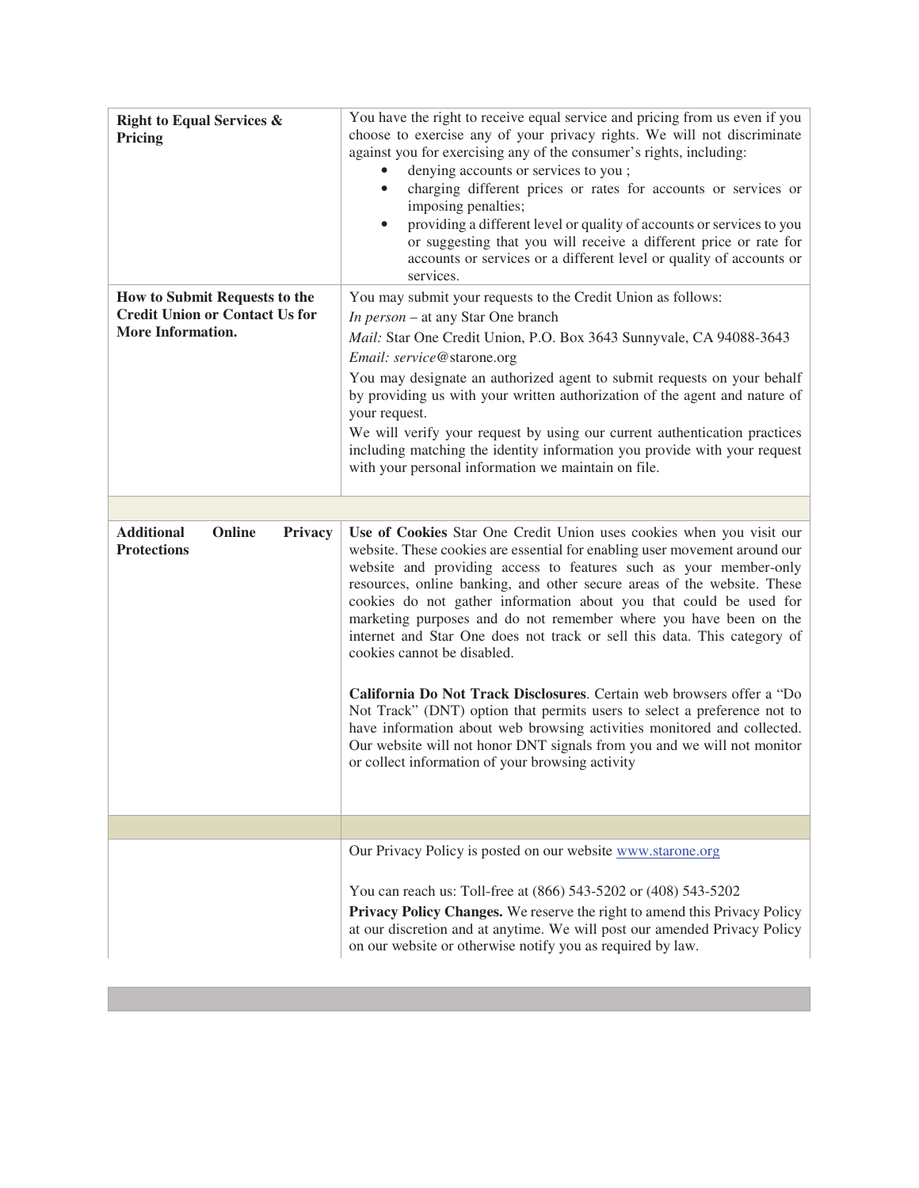| | |
|---|---|
| **Right to Equal Services & Pricing** | You have the right to receive equal service and pricing from us even if you choose to exercise any of your privacy rights. We will not discriminate against you for exercising any of the consumer's rights, including: <br>• denying accounts or services to you ; <br>• charging different prices or rates for accounts or services or imposing penalties; <br>• providing a different level or quality of accounts or services to you or suggesting that you will receive a different price or rate for accounts or services or a different level or quality of accounts or services. |
| **How to Submit Requests to the Credit Union or Contact Us for More Information.** | You may submit your requests to the Credit Union as follows: <br>*In person* – at any Star One branch <br>*Mail:* Star One Credit Union, P.O. Box 3643 Sunnyvale, CA 94088-3643 <br>*Email: service*@starone.org <br>You may designate an authorized agent to submit requests on your behalf by providing us with your written authorization of the agent and nature of your request. <br>We will verify your request by using our current authentication practices including matching the identity information you provide with your request with your personal information we maintain on file. |
| | |
| **Additional Online Privacy Protections** | **Use of Cookies** Star One Credit Union uses cookies when you visit our website. These cookies are essential for enabling user movement around our website and providing access to features such as your member-only resources, online banking, and other secure areas of the website. These cookies do not gather information about you that could be used for marketing purposes and do not remember where you have been on the internet and Star One does not track or sell this data. This category of cookies cannot be disabled. <br><br>**California Do Not Track Disclosures**. Certain web browsers offer a "Do Not Track" (DNT) option that permits users to select a preference not to have information about web browsing activities monitored and collected. Our website will not honor DNT signals from you and we will not monitor or collect information of your browsing activity |
| | |
| | Our Privacy Policy is posted on our website www.starone.org <br><br>You can reach us: Toll-free at (866) 543-5202 or (408) 543-5202 <br>**Privacy Policy Changes.** We reserve the right to amend this Privacy Policy at our discretion and at anytime. We will post our amended Privacy Policy on our website or otherwise notify you as required by law. |